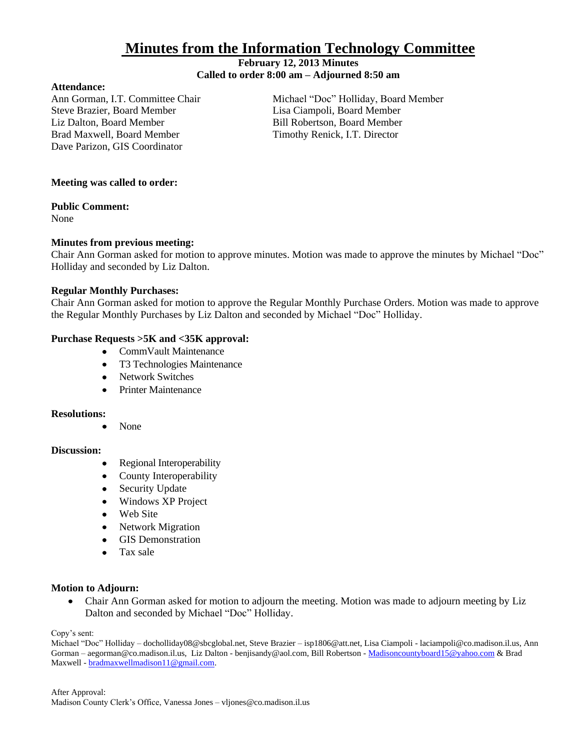# Minutes from the Information Technology Committee

**February 12, 2013 Minutes**
**Called to order 8:00 am – Adjourned 8:50 am**

**Attendance:**

Ann Gorman, I.T. Committee Chair
Steve Brazier, Board Member
Liz Dalton, Board Member
Brad Maxwell, Board Member
Dave Parizon, GIS Coordinator
Michael "Doc" Holliday, Board Member
Lisa Ciampoli, Board Member
Bill Robertson, Board Member
Timothy Renick, I.T. Director

**Meeting was called to order:**

**Public Comment:**
None

**Minutes from previous meeting:**
Chair Ann Gorman asked for motion to approve minutes. Motion was made to approve the minutes by Michael "Doc" Holliday and seconded by Liz Dalton.

**Regular Monthly Purchases:**
Chair Ann Gorman asked for motion to approve the Regular Monthly Purchase Orders. Motion was made to approve the Regular Monthly Purchases by Liz Dalton and seconded by Michael "Doc" Holliday.

**Purchase Requests >5K and <35K approval:**

- CommVault Maintenance
- T3 Technologies Maintenance
- Network Switches
- Printer Maintenance

**Resolutions:**

- None

**Discussion:**

- Regional Interoperability
- County Interoperability
- Security Update
- Windows XP Project
- Web Site
- Network Migration
- GIS Demonstration
- Tax sale

**Motion to Adjourn:**

- Chair Ann Gorman asked for motion to adjourn the meeting. Motion was made to adjourn meeting by Liz Dalton and seconded by Michael "Doc" Holliday.

Copy's sent:
Michael "Doc" Holliday – docholliday08@sbcglobal.net, Steve Brazier – isp1806@att.net, Lisa Ciampoli - laciampoli@co.madison.il.us, Ann Gorman – aegorman@co.madison.il.us, Liz Dalton - benjisandy@aol.com, Bill Robertson - Madisoncountyboard15@yahoo.com & Brad Maxwell - bradmaxwellmadison11@gmail.com.

After Approval:
Madison County Clerk's Office, Vanessa Jones – vljones@co.madison.il.us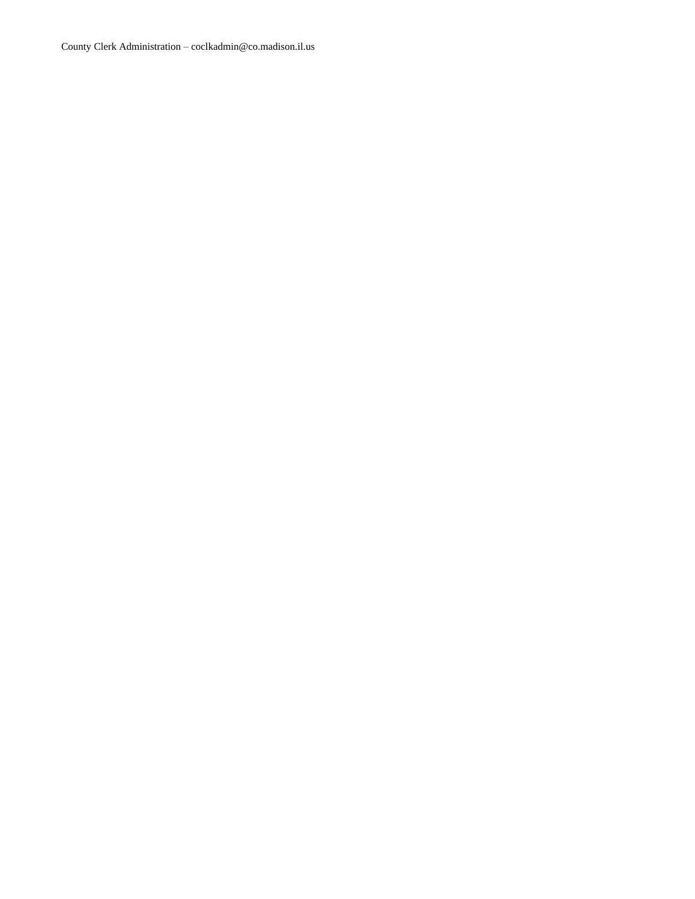County Clerk Administration – coclkadmin@co.madison.il.us